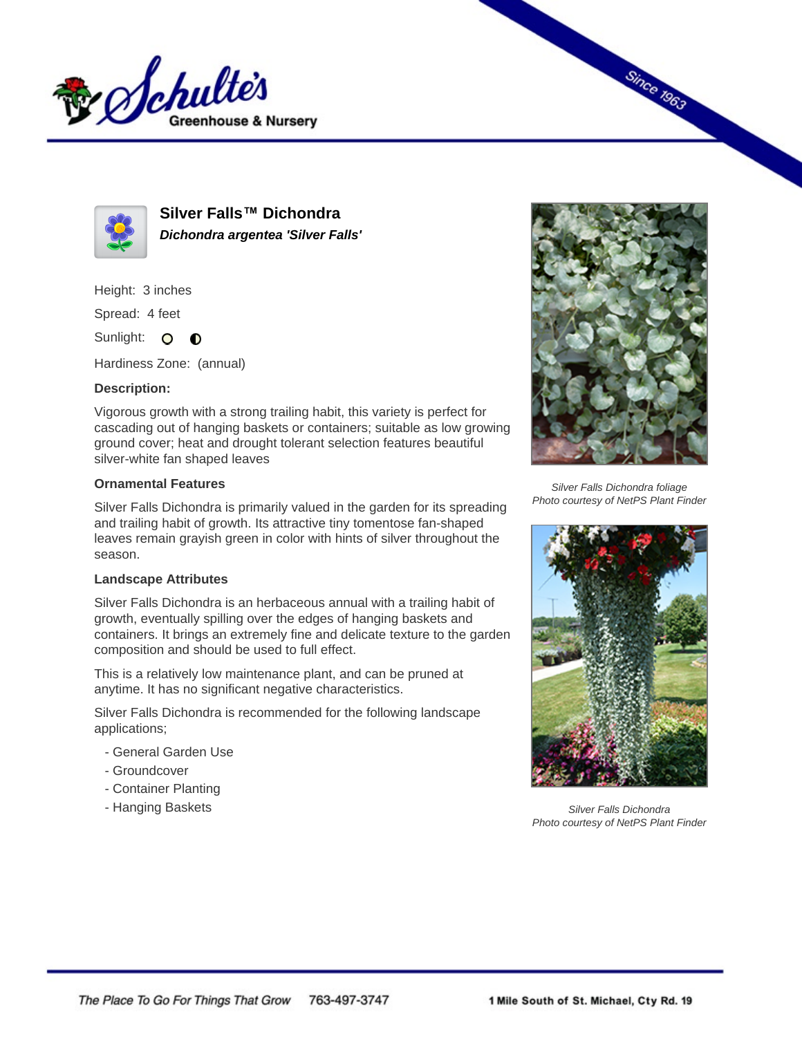# Silver Falls™ Dichondra

***Dichondra argentea 'Silver Falls'***

Height: 3 inches

Spread: 4 feet

Sunlight: ○ ◐

Hardiness Zone: (annual)

**Description:**

Vigorous growth with a strong trailing habit, this variety is perfect for cascading out of hanging baskets or containers; suitable as low growing ground cover; heat and drought tolerant selection features beautiful silver-white fan shaped leaves

### Ornamental Features

Silver Falls Dichondra is primarily valued in the garden for its spreading and trailing habit of growth. Its attractive tiny tomentose fan-shaped leaves remain grayish green in color with hints of silver throughout the season.

### Landscape Attributes

Silver Falls Dichondra is an herbaceous annual with a trailing habit of growth, eventually spilling over the edges of hanging baskets and containers. It brings an extremely fine and delicate texture to the garden composition and should be used to full effect.

This is a relatively low maintenance plant, and can be pruned at anytime. It has no significant negative characteristics.

Silver Falls Dichondra is recommended for the following landscape applications;

- General Garden Use
- Groundcover
- Container Planting
- Hanging Baskets

*Silver Falls Dichondra foliage*
*Photo courtesy of NetPS Plant Finder*

*Silver Falls Dichondra*
*Photo courtesy of NetPS Plant Finder*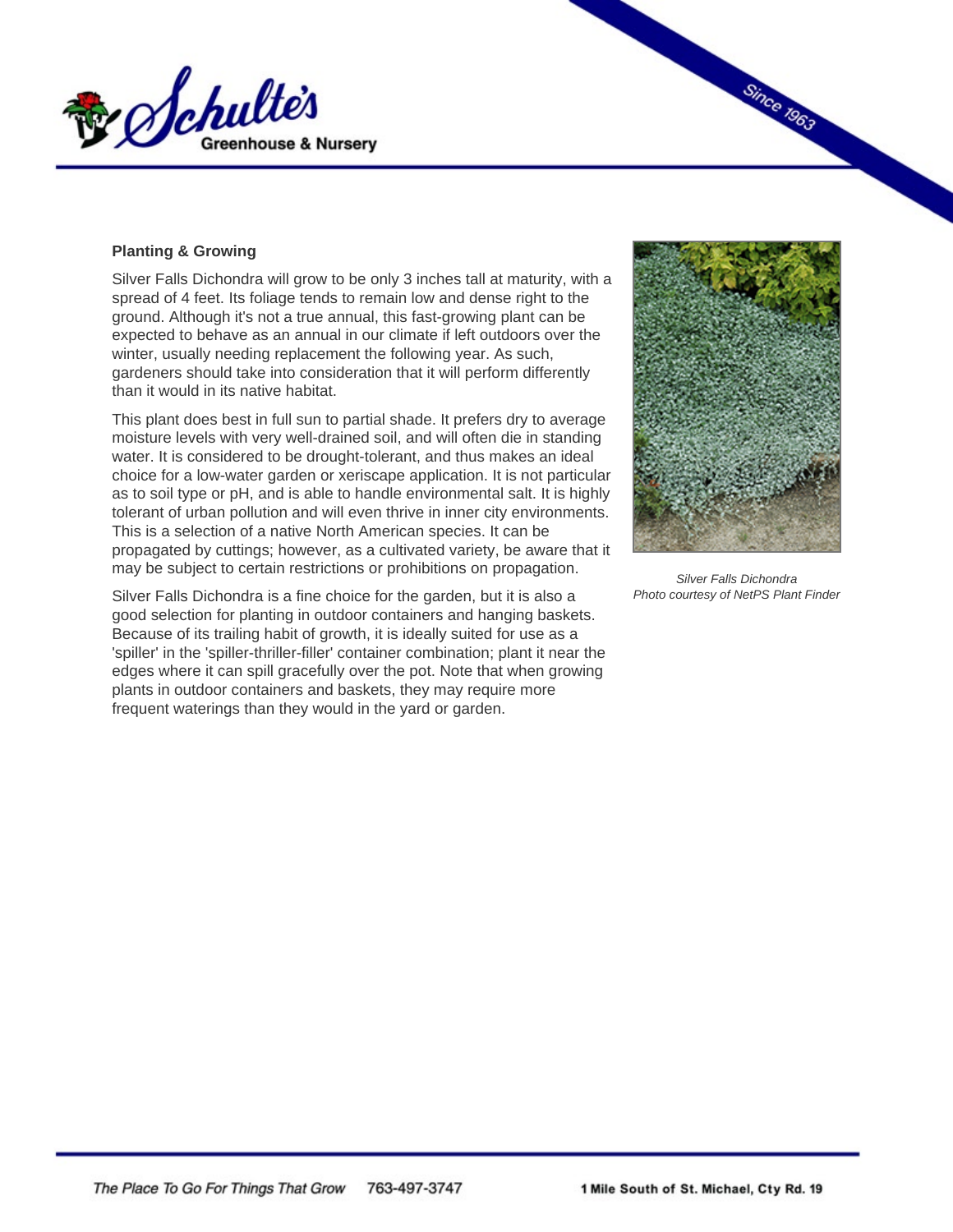**Planting & Growing**

Silver Falls Dichondra will grow to be only 3 inches tall at maturity, with a spread of 4 feet. Its foliage tends to remain low and dense right to the ground. Although it's not a true annual, this fast-growing plant can be expected to behave as an annual in our climate if left outdoors over the winter, usually needing replacement the following year. As such, gardeners should take into consideration that it will perform differently than it would in its native habitat.

This plant does best in full sun to partial shade. It prefers dry to average moisture levels with very well-drained soil, and will often die in standing water. It is considered to be drought-tolerant, and thus makes an ideal choice for a low-water garden or xeriscape application. It is not particular as to soil type or pH, and is able to handle environmental salt. It is highly tolerant of urban pollution and will even thrive in inner city environments. This is a selection of a native North American species. It can be propagated by cuttings; however, as a cultivated variety, be aware that it may be subject to certain restrictions or prohibitions on propagation.

Silver Falls Dichondra is a fine choice for the garden, but it is also a good selection for planting in outdoor containers and hanging baskets. Because of its trailing habit of growth, it is ideally suited for use as a 'spiller' in the 'spiller-thriller-filler' container combination; plant it near the edges where it can spill gracefully over the pot. Note that when growing plants in outdoor containers and baskets, they may require more frequent waterings than they would in the yard or garden.

*Silver Falls Dichondra*
*Photo courtesy of NetPS Plant Finder*